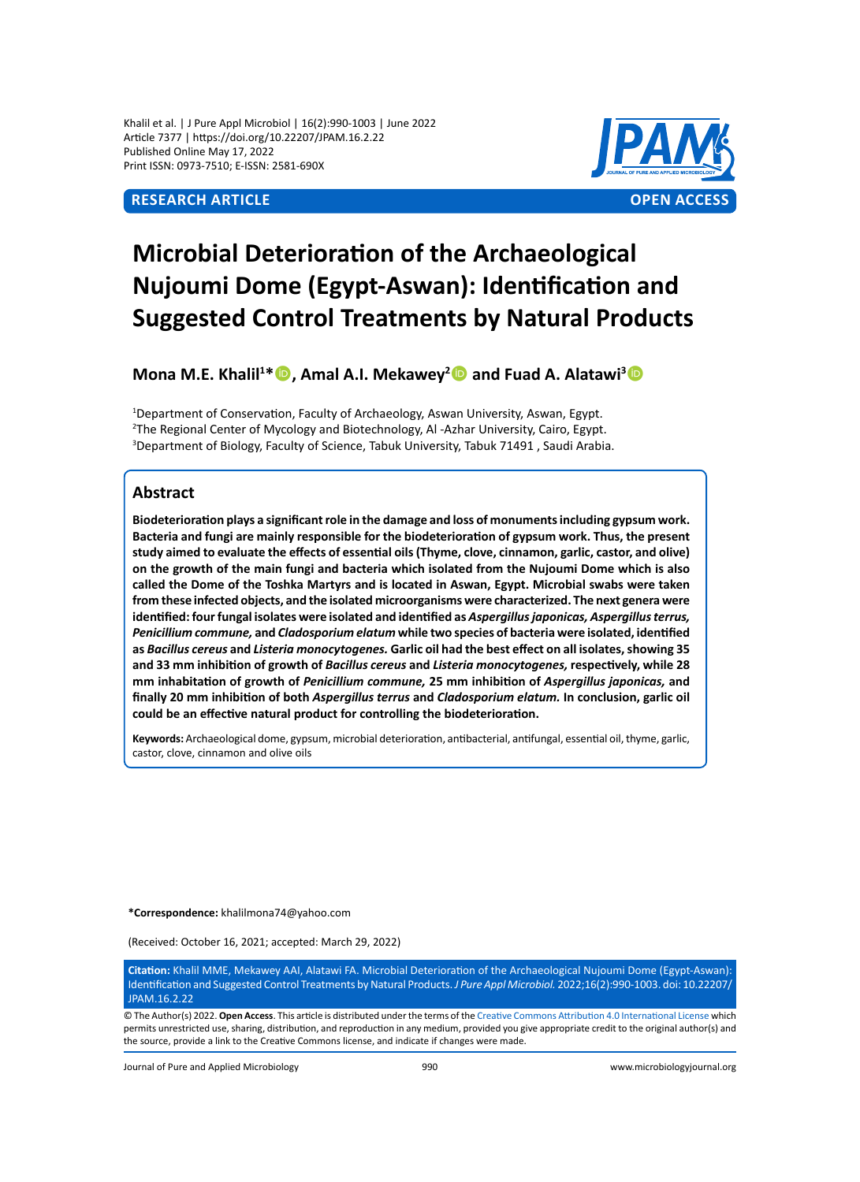RESEARCH ARTICLE | OPEN ACCESS

# Microbial Deterioration of the Archaeological Nujoumi Dome (Egypt-Aswan): Identification and Suggested Control Treatments by Natural Products

**Mona M.E. Khalil[1]*, Amal A.I. Mekawey[2] and Fuad A. Alatawi[3]**

[1]Department of Conservation, Faculty of Archaeology, Aswan University, Aswan, Egypt.
[2]The Regional Center of Mycology and Biotechnology, Al -Azhar University, Cairo, Egypt.
[3]Department of Biology, Faculty of Science, Tabuk University, Tabuk 71491 , Saudi Arabia.

## Abstract

**Biodeterioration plays a significant role in the damage and loss of monuments including gypsum work. Bacteria and fungi are mainly responsible for the biodeterioration of gypsum work. Thus, the present study aimed to evaluate the effects of essential oils (Thyme, clove, cinnamon, garlic, castor, and olive) on the growth of the main fungi and bacteria which isolated from the Nujoumi Dome which is also called the Dome of the Toshka Martyrs and is located in Aswan, Egypt. Microbial swabs were taken from these infected objects, and the isolated microorganisms were characterized. The next genera were identified: four fungal isolates were isolated and identified as *Aspergillus japonicas, Aspergillus terrus, Penicillium commune,* and *Cladosporium elatum* while two species of bacteria were isolated, identified as *Bacillus cereus* and *Listeria monocytogenes.* Garlic oil had the best effect on all isolates, showing 35 and 33 mm inhibition of growth of *Bacillus cereus* and *Listeria monocytogenes,* respectively, while 28 mm inhabitation of growth of *Penicillium commune,* 25 mm inhibition of *Aspergillus japonicas,* and finally 20 mm inhibition of both *Aspergillus terrus* and *Cladosporium elatum.* In conclusion, garlic oil could be an effective natural product for controlling the biodeterioration.**

**Keywords:** Archaeological dome, gypsum, microbial deterioration, antibacterial, antifungal, essential oil, thyme, garlic, castor, clove, cinnamon and olive oils

**\*Correspondence:** khalilmona74@yahoo.com

(Received: October 16, 2021; accepted: March 29, 2022)

**Citation:** Khalil MME, Mekawey AAI, Alatawi FA. Microbial Deterioration of the Archaeological Nujoumi Dome (Egypt-Aswan): Identification and Suggested Control Treatments by Natural Products. *J Pure Appl Microbiol.* 2022;16(2):990-1003. doi: 10.22207/JPAM.16.2.22

© The Author(s) 2022. **Open Access**. This article is distributed under the terms of the Creative Commons Attribution 4.0 International License which permits unrestricted use, sharing, distribution, and reproduction in any medium, provided you give appropriate credit to the original author(s) and the source, provide a link to the Creative Commons license, and indicate if changes were made.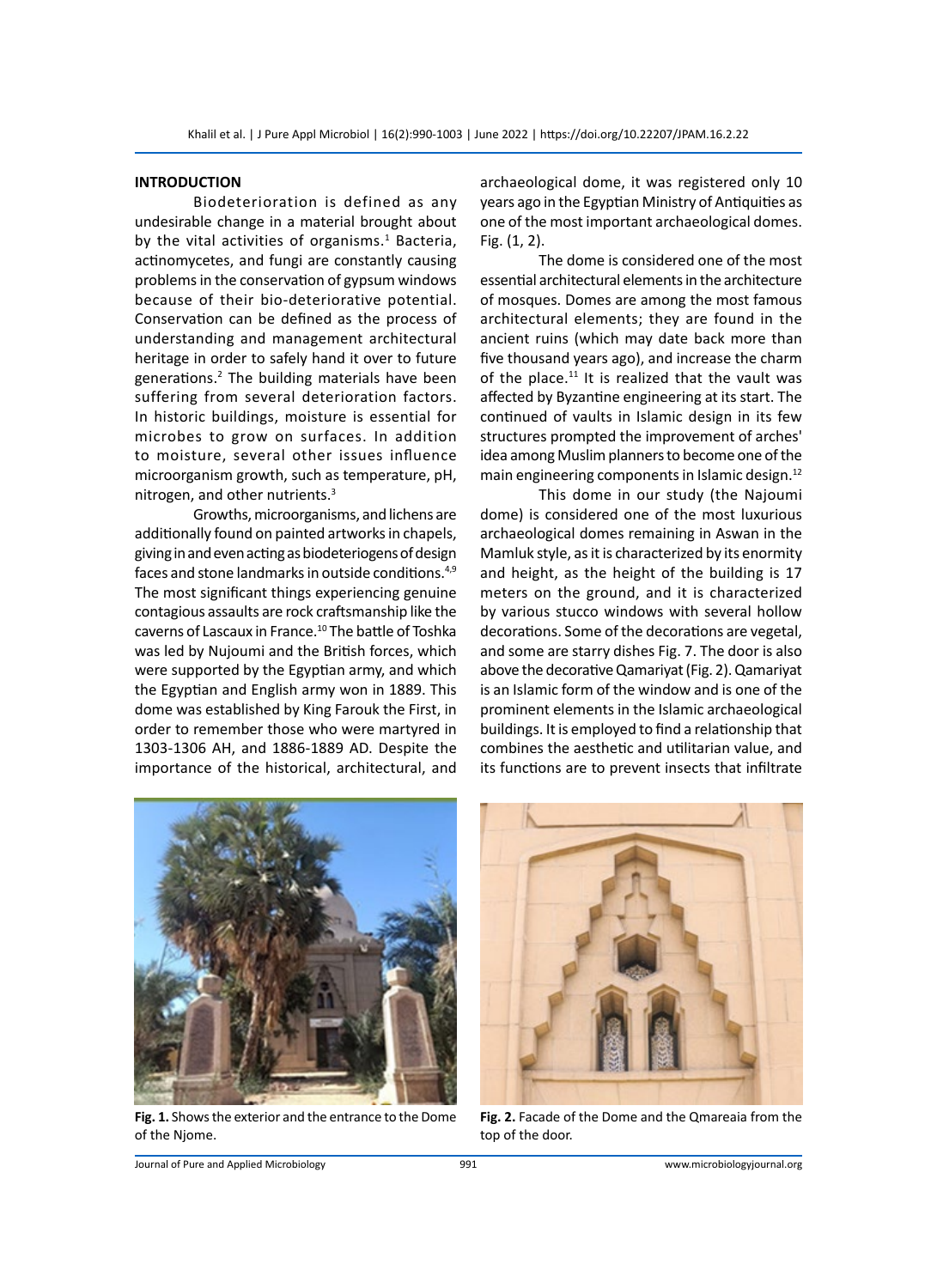## INTRODUCTION

Biodeterioration is defined as any undesirable change in a material brought about by the vital activities of organisms.[1] Bacteria, actinomycetes, and fungi are constantly causing problems in the conservation of gypsum windows because of their bio-deteriorative potential. Conservation can be defined as the process of understanding and management architectural heritage in order to safely hand it over to future generations.[2] The building materials have been suffering from several deterioration factors. In historic buildings, moisture is essential for microbes to grow on surfaces. In addition to moisture, several other issues influence microorganism growth, such as temperature, pH, nitrogen, and other nutrients.[3]

Growths, microorganisms, and lichens are additionally found on painted artworks in chapels, giving in and even acting as biodeteriogens of design faces and stone landmarks in outside conditions.[4,9] The most significant things experiencing genuine contagious assaults are rock craftsmanship like the caverns of Lascaux in France.[10] The battle of Toshka was led by Nujoumi and the British forces, which were supported by the Egyptian army, and which the Egyptian and English army won in 1889. This dome was established by King Farouk the First, in order to remember those who were martyred in 1303-1306 AH, and 1886-1889 AD. Despite the importance of the historical, architectural, and archaeological dome, it was registered only 10 years ago in the Egyptian Ministry of Antiquities as one of the most important archaeological domes. Fig. (1, 2).

The dome is considered one of the most essential architectural elements in the architecture of mosques. Domes are among the most famous architectural elements; they are found in the ancient ruins (which may date back more than five thousand years ago), and increase the charm of the place.[11] It is realized that the vault was affected by Byzantine engineering at its start. The continued of vaults in Islamic design in its few structures prompted the improvement of arches' idea among Muslim planners to become one of the main engineering components in Islamic design.[12]

This dome in our study (the Najoumi dome) is considered one of the most luxurious archaeological domes remaining in Aswan in the Mamluk style, as it is characterized by its enormity and height, as the height of the building is 17 meters on the ground, and it is characterized by various stucco windows with several hollow decorations. Some of the decorations are vegetal, and some are starry dishes Fig. 7. The door is also above the decorative Qamariyat (Fig. 2). Qamariyat is an Islamic form of the window and is one of the prominent elements in the Islamic archaeological buildings. It is employed to find a relationship that combines the aesthetic and utilitarian value, and its functions are to prevent insects that infiltrate

**Fig. 1.** Shows the exterior and the entrance to the Dome of the Njome.

**Fig. 2.** Facade of the Dome and the Qmareaia from the top of the door.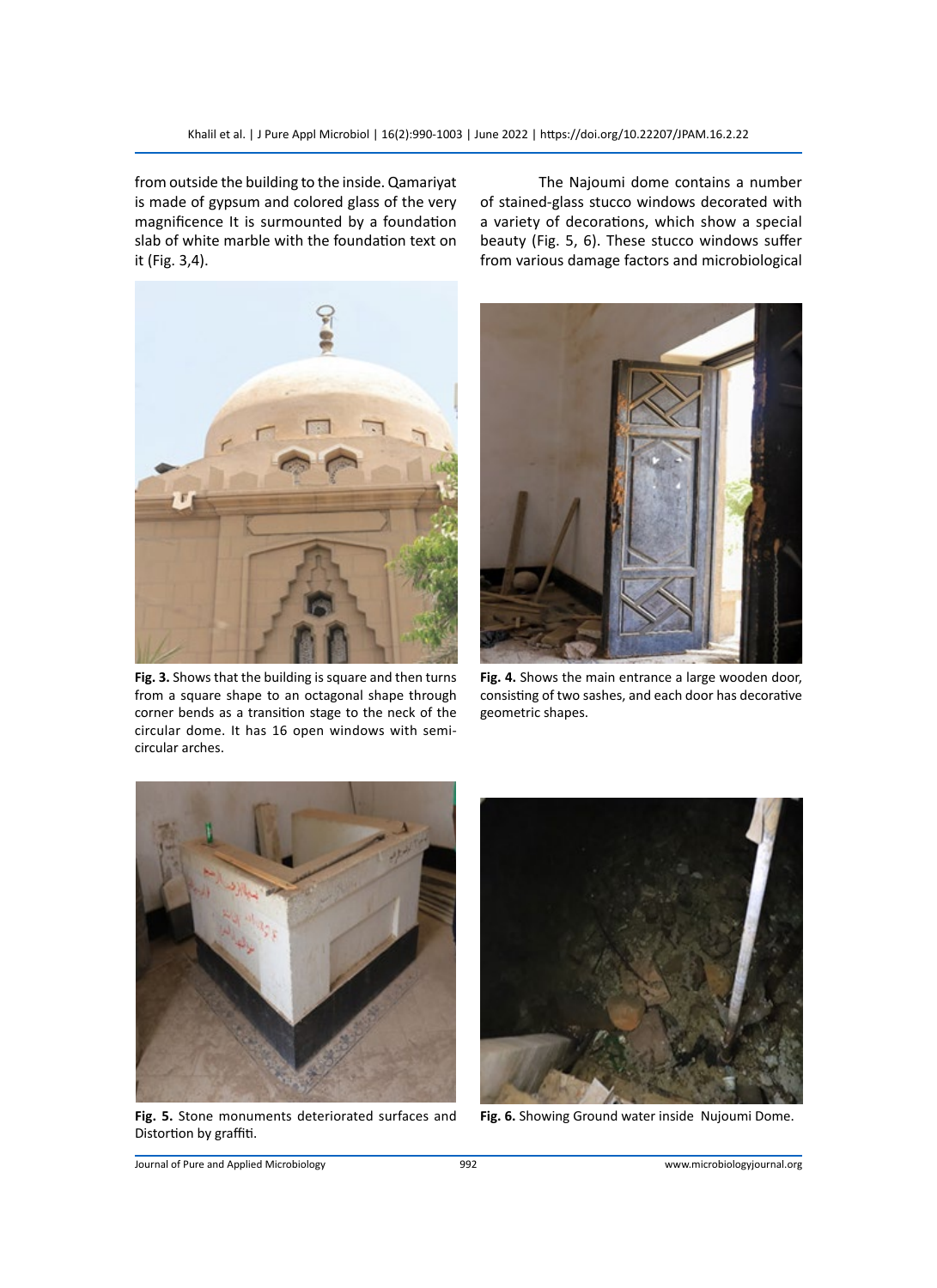from outside the building to the inside. Qamariyat is made of gypsum and colored glass of the very magnificence It is surmounted by a foundation slab of white marble with the foundation text on it (Fig. 3,4).

The Najoumi dome contains a number of stained-glass stucco windows decorated with a variety of decorations, which show a special beauty (Fig. 5, 6). These stucco windows suffer from various damage factors and microbiological

**Fig. 3.** Shows that the building is square and then turns from a square shape to an octagonal shape through corner bends as a transition stage to the neck of the circular dome. It has 16 open windows with semi-circular arches.

**Fig. 4.** Shows the main entrance a large wooden door, consisting of two sashes, and each door has decorative geometric shapes.

**Fig. 5.** Stone monuments deteriorated surfaces and Distortion by graffiti.

**Fig. 6.** Showing Ground water inside Nujoumi Dome.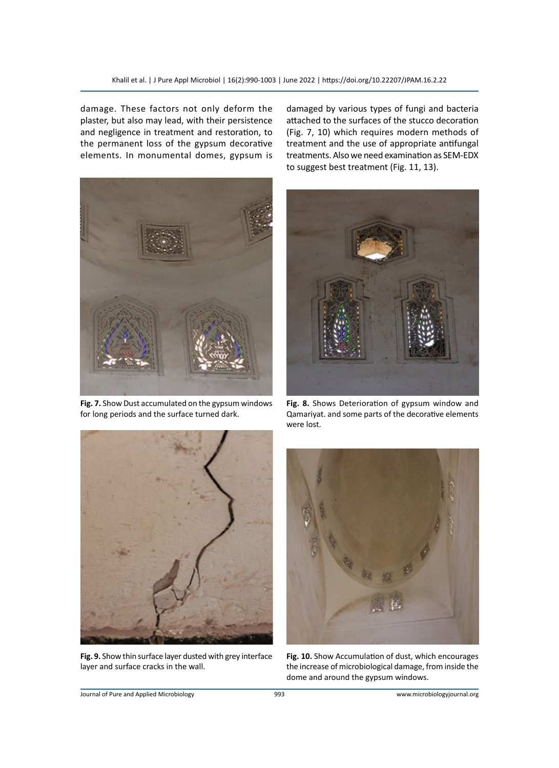damage. These factors not only deform the plaster, but also may lead, with their persistence and negligence in treatment and restoration, to the permanent loss of the gypsum decorative elements. In monumental domes, gypsum is damaged by various types of fungi and bacteria attached to the surfaces of the stucco decoration (Fig. 7, 10) which requires modern methods of treatment and the use of appropriate antifungal treatments. Also we need examination as SEM-EDX to suggest best treatment (Fig. 11, 13).

**Fig. 7.** Show Dust accumulated on the gypsum windows for long periods and the surface turned dark.

**Fig. 8.** Shows Deterioration of gypsum window and Qamariyat. and some parts of the decorative elements were lost.

**Fig. 9.** Show thin surface layer dusted with grey interface layer and surface cracks in the wall.

**Fig. 10.** Show Accumulation of dust, which encourages the increase of microbiological damage, from inside the dome and around the gypsum windows.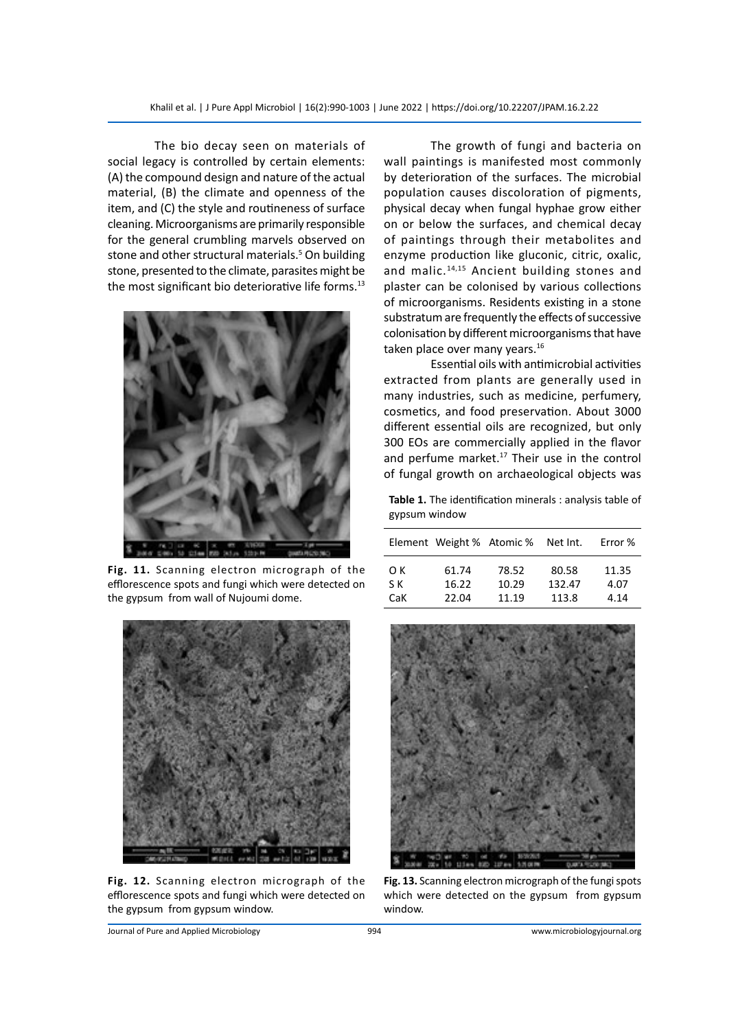The bio decay seen on materials of social legacy is controlled by certain elements: (A) the compound design and nature of the actual material, (B) the climate and openness of the item, and (C) the style and routineness of surface cleaning. Microorganisms are primarily responsible for the general crumbling marvels observed on stone and other structural materials.[5] On building stone, presented to the climate, parasites might be the most significant bio deteriorative life forms.[13]

Fig. 11. Scanning electron micrograph of the efflorescence spots and fungi which were detected on the gypsum from wall of Nujoumi dome.

Fig. 12. Scanning electron micrograph of the efflorescence spots and fungi which were detected on the gypsum from gypsum window.

The growth of fungi and bacteria on wall paintings is manifested most commonly by deterioration of the surfaces. The microbial population causes discoloration of pigments, physical decay when fungal hyphae grow either on or below the surfaces, and chemical decay of paintings through their metabolites and enzyme production like gluconic, citric, oxalic, and malic.[14,15] Ancient building stones and plaster can be colonised by various collections of microorganisms. Residents existing in a stone substratum are frequently the effects of successive colonisation by different microorganisms that have taken place over many years.[16]

Essential oils with antimicrobial activities extracted from plants are generally used in many industries, such as medicine, perfumery, cosmetics, and food preservation. About 3000 different essential oils are recognized, but only 300 EOs are commercially applied in the flavor and perfume market.[17] Their use in the control of fungal growth on archaeological objects was

**Table 1.** The identification minerals : analysis table of gypsum window

| Element | Weight % | Atomic % | Net Int. | Error % |
|---|---|---|---|---|
| O K | 61.74 | 78.52 | 80.58 | 11.35 |
| S K | 16.22 | 10.29 | 132.47 | 4.07 |
| CaK | 22.04 | 11.19 | 113.8 | 4.14 |

**Fig. 13.** Scanning electron micrograph of the fungi spots which were detected on the gypsum from gypsum window.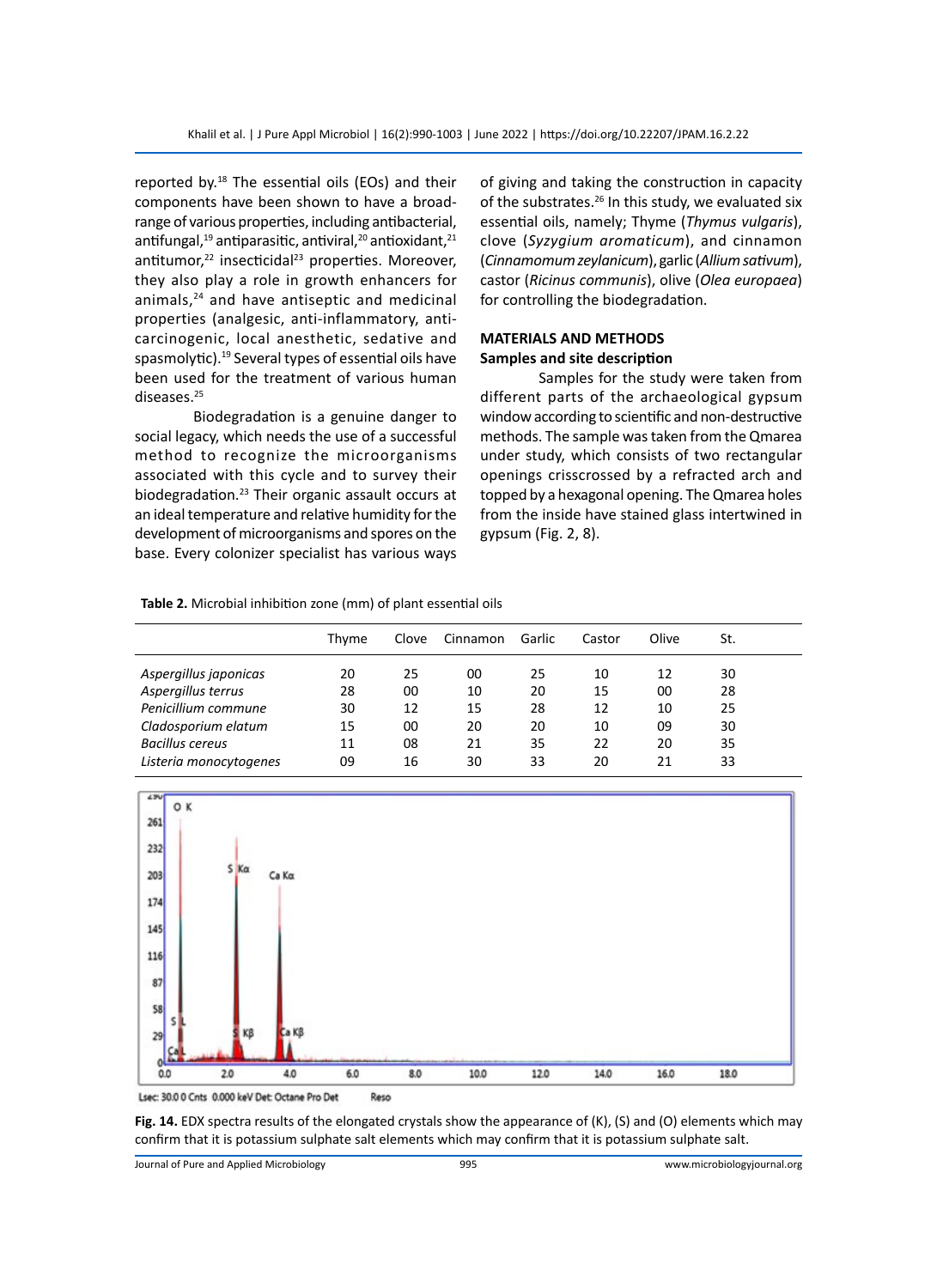reported by.[18] The essential oils (EOs) and their components have been shown to have a broad-range of various properties, including antibacterial, antifungal,[19] antiparasitic, antiviral,[20] antioxidant,[21] antitumor,[22] insecticidal[23] properties. Moreover, they also play a role in growth enhancers for animals,[24] and have antiseptic and medicinal properties (analgesic, anti-inflammatory, anti-carcinogenic, local anesthetic, sedative and spasmolytic).[19] Several types of essential oils have been used for the treatment of various human diseases.[25]

Biodegradation is a genuine danger to social legacy, which needs the use of a successful method to recognize the microorganisms associated with this cycle and to survey their biodegradation.[23] Their organic assault occurs at an ideal temperature and relative humidity for the development of microorganisms and spores on the base. Every colonizer specialist has various ways of giving and taking the construction in capacity of the substrates.[26] In this study, we evaluated six essential oils, namely; Thyme (*Thymus vulgaris*), clove (*Syzygium aromaticum*), and cinnamon (*Cinnamomum zeylanicum*), garlic (*Allium sativum*), castor (*Ricinus communis*), olive (*Olea europaea*) for controlling the biodegradation.

## MATERIALS AND METHODS

### Samples and site description

Samples for the study were taken from different parts of the archaeological gypsum window according to scientific and non-destructive methods. The sample was taken from the Qmarea under study, which consists of two rectangular openings crisscrossed by a refracted arch and topped by a hexagonal opening. The Qmarea holes from the inside have stained glass intertwined in gypsum (Fig. 2, 8).

**Table 2.** Microbial inhibition zone (mm) of plant essential oils

| | Thyme | Clove | Cinnamon | Garlic | Castor | Olive | St. |
|---|---|---|---|---|---|---|---|
| *Aspergillus japonicas* | 20 | 25 | 00 | 25 | 10 | 12 | 30 |
| *Aspergillus terrus* | 28 | 00 | 10 | 20 | 15 | 00 | 28 |
| *Penicillium commune* | 30 | 12 | 15 | 28 | 12 | 10 | 25 |
| *Cladosporium elatum* | 15 | 00 | 20 | 20 | 10 | 09 | 30 |
| *Bacillus cereus* | 11 | 08 | 21 | 35 | 22 | 20 | 35 |
| *Listeria monocytogenes* | 09 | 16 | 30 | 33 | 20 | 21 | 33 |

**Fig. 14.** EDX spectra results of the elongated crystals show the appearance of (K), (S) and (O) elements which may confirm that it is potassium sulphate salt elements which may confirm that it is potassium sulphate salt.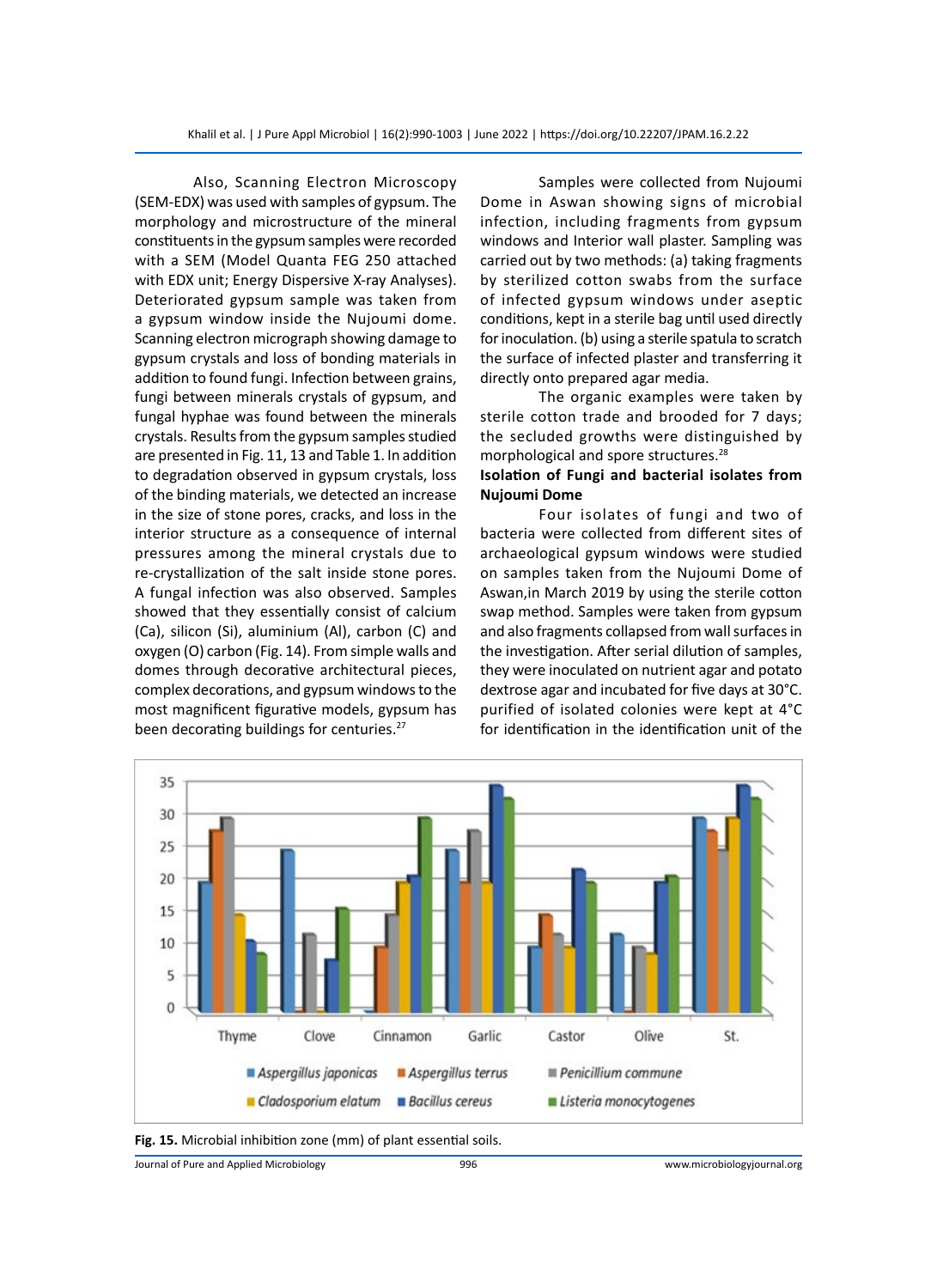Also, Scanning Electron Microscopy (SEM-EDX) was used with samples of gypsum. The morphology and microstructure of the mineral constituents in the gypsum samples were recorded with a SEM (Model Quanta FEG 250 attached with EDX unit; Energy Dispersive X-ray Analyses). Deteriorated gypsum sample was taken from a gypsum window inside the Nujoumi dome. Scanning electron micrograph showing damage to gypsum crystals and loss of bonding materials in addition to found fungi. Infection between grains, fungi between minerals crystals of gypsum, and fungal hyphae was found between the minerals crystals. Results from the gypsum samples studied are presented in Fig. 11, 13 and Table 1. In addition to degradation observed in gypsum crystals, loss of the binding materials, we detected an increase in the size of stone pores, cracks, and loss in the interior structure as a consequence of internal pressures among the mineral crystals due to re-crystallization of the salt inside stone pores. A fungal infection was also observed. Samples showed that they essentially consist of calcium (Ca), silicon (Si), aluminium (Al), carbon (C) and oxygen (O) carbon (Fig. 14). From simple walls and domes through decorative architectural pieces, complex decorations, and gypsum windows to the most magnificent figurative models, gypsum has been decorating buildings for centuries.[27]

Samples were collected from Nujoumi Dome in Aswan showing signs of microbial infection, including fragments from gypsum windows and Interior wall plaster. Sampling was carried out by two methods: (a) taking fragments by sterilized cotton swabs from the surface of infected gypsum windows under aseptic conditions, kept in a sterile bag until used directly for inoculation. (b) using a sterile spatula to scratch the surface of infected plaster and transferring it directly onto prepared agar media.

The organic examples were taken by sterile cotton trade and brooded for 7 days; the secluded growths were distinguished by morphological and spore structures.[28]

**Isolation of Fungi and bacterial isolates from Nujoumi Dome**

Four isolates of fungi and two of bacteria were collected from different sites of archaeological gypsum windows were studied on samples taken from the Nujoumi Dome of Aswan,in March 2019 by using the sterile cotton swap method. Samples were taken from gypsum and also fragments collapsed from wall surfaces in the investigation. After serial dilution of samples, they were inoculated on nutrient agar and potato dextrose agar and incubated for five days at 30°C. purified of isolated colonies were kept at 4°C for identification in the identification unit of the

**Fig. 15.** Microbial inhibition zone (mm) of plant essential soils.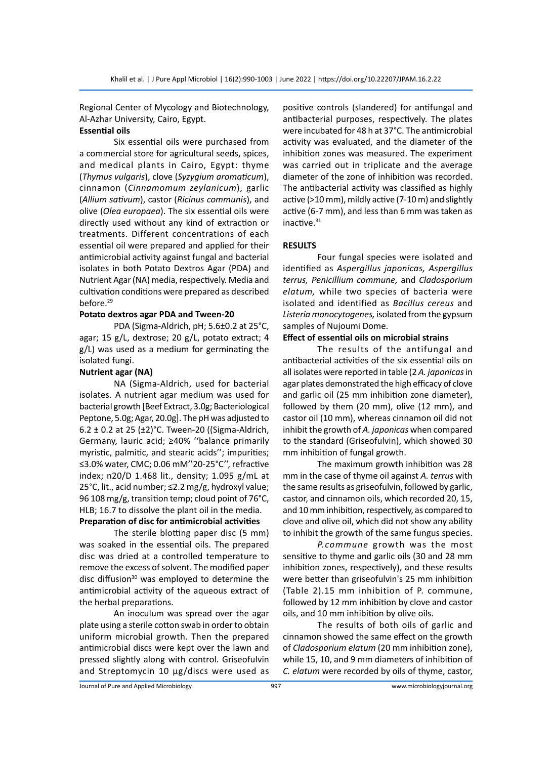Regional Center of Mycology and Biotechnology, Al-Azhar University, Cairo, Egypt.

**Essential oils**

Six essential oils were purchased from a commercial store for agricultural seeds, spices, and medical plants in Cairo, Egypt: thyme (*Thymus vulgaris*), clove (*Syzygium aromaticum*), cinnamon (*Cinnamomum zeylanicum*), garlic (*Allium sativum*), castor (*Ricinus communis*), and olive (*Olea europaea*). The six essential oils were directly used without any kind of extraction or treatments. Different concentrations of each essential oil were prepared and applied for their antimicrobial activity against fungal and bacterial isolates in both Potato Dextros Agar (PDA) and Nutrient Agar (NA) media, respectively. Media and cultivation conditions were prepared as described before.[29]

**Potato dextros agar PDA and Tween-20**

PDA (Sigma-Aldrich, pH; 5.6±0.2 at 25°C, agar; 15 g/L, dextrose; 20 g/L, potato extract; 4 g/L) was used as a medium for germinating the isolated fungi.

**Nutrient agar (NA)**

NA (Sigma-Aldrich, used for bacterial isolates. A nutrient agar medium was used for bacterial growth [Beef Extract, 3.0g; Bacteriological Peptone, 5.0g; Agar, 20.0g]. The pH was adjusted to 6.2 ± 0.2 at 25 (±2)°C. Tween-20 ((Sigma-Aldrich, Germany, lauric acid; ≥40% ''balance primarily myristic, palmitic, and stearic acids''; impurities; ≤3.0% water, CMC; 0.06 mM''20-25°C'', refractive index; n20/D 1.468 lit., density; 1.095 g/mL at 25°C, lit., acid number; ≤2.2 mg/g, hydroxyl value; 96 108 mg/g, transition temp; cloud point of 76°C, HLB; 16.7 to dissolve the plant oil in the media.

**Preparation of disc for antimicrobial activities**

The sterile blotting paper disc (5 mm) was soaked in the essential oils. The prepared disc was dried at a controlled temperature to remove the excess of solvent. The modified paper disc diffusion[30] was employed to determine the antimicrobial activity of the aqueous extract of the herbal preparations.

An inoculum was spread over the agar plate using a sterile cotton swab in order to obtain uniform microbial growth. Then the prepared antimicrobial discs were kept over the lawn and pressed slightly along with control. Griseofulvin and Streptomycin 10 µg/discs were used as positive controls (slandered) for antifungal and antibacterial purposes, respectively. The plates were incubated for 48 h at 37°C. The antimicrobial activity was evaluated, and the diameter of the inhibition zones was measured. The experiment was carried out in triplicate and the average diameter of the zone of inhibition was recorded. The antibacterial activity was classified as highly active (>10 mm), mildly active (7-10 m) and slightly active (6-7 mm), and less than 6 mm was taken as inactive.[31]

## RESULTS

Four fungal species were isolated and identified as *Aspergillus japonicas, Aspergillus terrus, Penicillium commune,* and *Cladosporium elatum,* while two species of bacteria were isolated and identified as *Bacillus cereus* and *Listeria monocytogenes,* isolated from the gypsum samples of Nujoumi Dome.

**Effect of essential oils on microbial strains**

The results of the antifungal and antibacterial activities of the six essential oils on all isolates were reported in table (2 *A. japonicas* in agar plates demonstrated the high efficacy of clove and garlic oil (25 mm inhibition zone diameter), followed by them (20 mm), olive (12 mm), and castor oil (10 mm), whereas cinnamon oil did not inhibit the growth of *A. japonicas* when compared to the standard (Griseofulvin), which showed 30 mm inhibition of fungal growth.

The maximum growth inhibition was 28 mm in the case of thyme oil against *A. terrus* with the same results as griseofulvin, followed by garlic, castor, and cinnamon oils, which recorded 20, 15, and 10 mm inhibition, respectively, as compared to clove and olive oil, which did not show any ability to inhibit the growth of the same fungus species.

*P.commune* growth was the most sensitive to thyme and garlic oils (30 and 28 mm inhibition zones, respectively), and these results were better than griseofulvin's 25 mm inhibition (Table 2).15 mm inhibition of P. commune, followed by 12 mm inhibition by clove and castor oils, and 10 mm inhibition by olive oils.

The results of both oils of garlic and cinnamon showed the same effect on the growth of *Cladosporium elatum* (20 mm inhibition zone), while 15, 10, and 9 mm diameters of inhibition of *C. elatum* were recorded by oils of thyme, castor,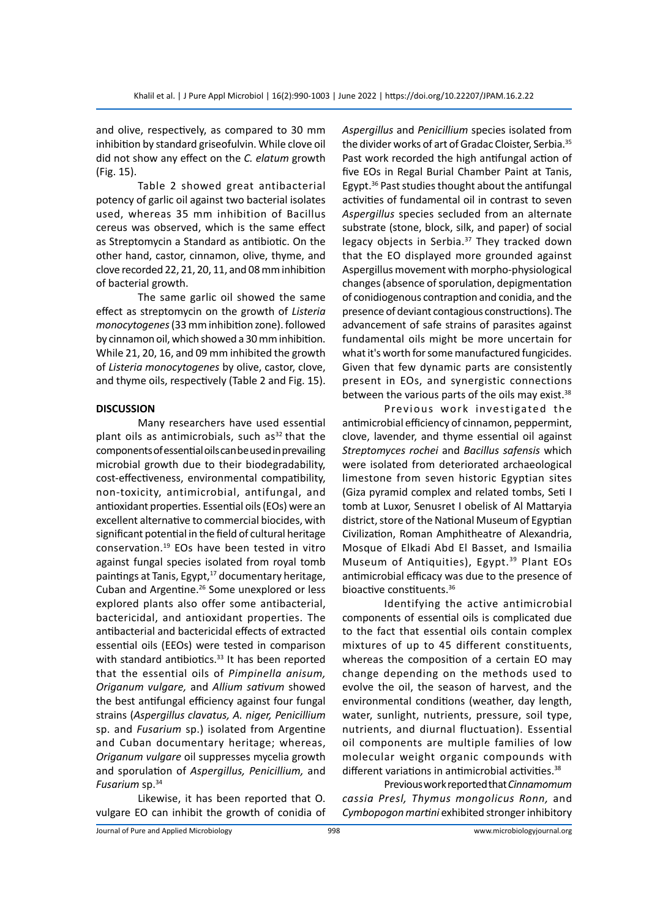and olive, respectively, as compared to 30 mm inhibition by standard griseofulvin. While clove oil did not show any effect on the *C. elatum* growth (Fig. 15).

Table 2 showed great antibacterial potency of garlic oil against two bacterial isolates used, whereas 35 mm inhibition of Bacillus cereus was observed, which is the same effect as Streptomycin a Standard as antibiotic. On the other hand, castor, cinnamon, olive, thyme, and clove recorded 22, 21, 20, 11, and 08 mm inhibition of bacterial growth.

The same garlic oil showed the same effect as streptomycin on the growth of *Listeria monocytogenes* (33 mm inhibition zone). followed by cinnamon oil, which showed a 30 mm inhibition. While 21, 20, 16, and 09 mm inhibited the growth of *Listeria monocytogenes* by olive, castor, clove, and thyme oils, respectively (Table 2 and Fig. 15).

## DISCUSSION

Many researchers have used essential plant oils as antimicrobials, such as[32] that the components of essential oils can be used in prevailing microbial growth due to their biodegradability, cost-effectiveness, environmental compatibility, non-toxicity, antimicrobial, antifungal, and antioxidant properties. Essential oils (EOs) were an excellent alternative to commercial biocides, with significant potential in the field of cultural heritage conservation.[19] EOs have been tested in vitro against fungal species isolated from royal tomb paintings at Tanis, Egypt,[17] documentary heritage, Cuban and Argentine.[26] Some unexplored or less explored plants also offer some antibacterial, bactericidal, and antioxidant properties. The antibacterial and bactericidal effects of extracted essential oils (EEOs) were tested in comparison with standard antibiotics.[33] It has been reported that the essential oils of *Pimpinella anisum, Origanum vulgare,* and *Allium sativum* showed the best antifungal efficiency against four fungal strains (*Aspergillus clavatus, A. niger, Penicillium* sp. and *Fusarium* sp.) isolated from Argentine and Cuban documentary heritage; whereas, *Origanum vulgare* oil suppresses mycelia growth and sporulation of *Aspergillus, Penicillium,* and *Fusarium* sp.[34]

Likewise, it has been reported that O. vulgare EO can inhibit the growth of conidia of *Aspergillus* and *Penicillium* species isolated from the divider works of art of Gradac Cloister, Serbia.[35] Past work recorded the high antifungal action of five EOs in Regal Burial Chamber Paint at Tanis, Egypt.[36] Past studies thought about the antifungal activities of fundamental oil in contrast to seven *Aspergillus* species secluded from an alternate substrate (stone, block, silk, and paper) of social legacy objects in Serbia.[37] They tracked down that the EO displayed more grounded against Aspergillus movement with morpho-physiological changes (absence of sporulation, depigmentation of conidiogenous contraption and conidia, and the presence of deviant contagious constructions). The advancement of safe strains of parasites against fundamental oils might be more uncertain for what it's worth for some manufactured fungicides. Given that few dynamic parts are consistently present in EOs, and synergistic connections between the various parts of the oils may exist.[38]

Previous work investigated the antimicrobial efficiency of cinnamon, peppermint, clove, lavender, and thyme essential oil against *Streptomyces rochei* and *Bacillus safensis* which were isolated from deteriorated archaeological limestone from seven historic Egyptian sites (Giza pyramid complex and related tombs, Seti I tomb at Luxor, Senusret I obelisk of Al Mattaryia district, store of the National Museum of Egyptian Civilization, Roman Amphitheatre of Alexandria, Mosque of Elkadi Abd El Basset, and Ismailia Museum of Antiquities), Egypt.[39] Plant EOs antimicrobial efficacy was due to the presence of bioactive constituents.[36]

Identifying the active antimicrobial components of essential oils is complicated due to the fact that essential oils contain complex mixtures of up to 45 different constituents, whereas the composition of a certain EO may change depending on the methods used to evolve the oil, the season of harvest, and the environmental conditions (weather, day length, water, sunlight, nutrients, pressure, soil type, nutrients, and diurnal fluctuation). Essential oil components are multiple families of low molecular weight organic compounds with different variations in antimicrobial activities.[38]

Previous work reported that *Cinnamomum cassia Presl, Thymus mongolicus Ronn,* and *Cymbopogon martini* exhibited stronger inhibitory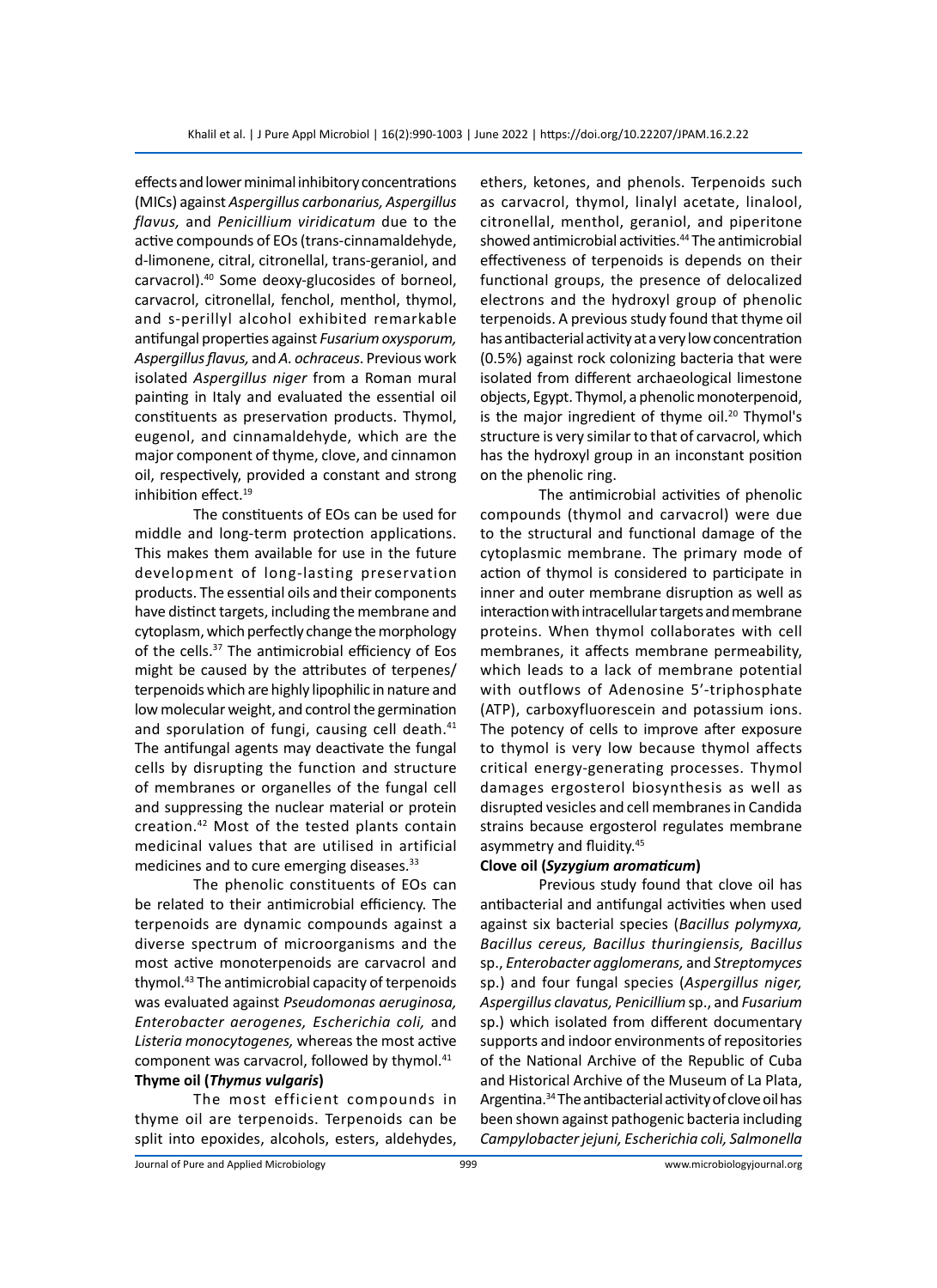effects and lower minimal inhibitory concentrations (MICs) against *Aspergillus carbonarius, Aspergillus flavus,* and *Penicillium viridicatum* due to the active compounds of EOs (trans-cinnamaldehyde, d-limonene, citral, citronellal, trans-geraniol, and carvacrol).[40] Some deoxy-glucosides of borneol, carvacrol, citronellal, fenchol, menthol, thymol, and s-perillyl alcohol exhibited remarkable antifungal properties against *Fusarium oxysporum, Aspergillus flavus,* and *A. ochraceus*. Previous work isolated *Aspergillus niger* from a Roman mural painting in Italy and evaluated the essential oil constituents as preservation products. Thymol, eugenol, and cinnamaldehyde, which are the major component of thyme, clove, and cinnamon oil, respectively, provided a constant and strong inhibition effect.[19]

The constituents of EOs can be used for middle and long-term protection applications. This makes them available for use in the future development of long-lasting preservation products. The essential oils and their components have distinct targets, including the membrane and cytoplasm, which perfectly change the morphology of the cells.[37] The antimicrobial efficiency of Eos might be caused by the attributes of terpenes/terpenoids which are highly lipophilic in nature and low molecular weight, and control the germination and sporulation of fungi, causing cell death.[41] The antifungal agents may deactivate the fungal cells by disrupting the function and structure of membranes or organelles of the fungal cell and suppressing the nuclear material or protein creation.[42] Most of the tested plants contain medicinal values that are utilised in artificial medicines and to cure emerging diseases.[33]

The phenolic constituents of EOs can be related to their antimicrobial efficiency. The terpenoids are dynamic compounds against a diverse spectrum of microorganisms and the most active monoterpenoids are carvacrol and thymol.[43] The antimicrobial capacity of terpenoids was evaluated against *Pseudomonas aeruginosa, Enterobacter aerogenes, Escherichia coli,* and *Listeria monocytogenes,* whereas the most active component was carvacrol, followed by thymol.[41]

**Thyme oil (*Thymus vulgaris*)**

The most efficient compounds in thyme oil are terpenoids. Terpenoids can be split into epoxides, alcohols, esters, aldehydes, ethers, ketones, and phenols. Terpenoids such as carvacrol, thymol, linalyl acetate, linalool, citronellal, menthol, geraniol, and piperitone showed antimicrobial activities.[44] The antimicrobial effectiveness of terpenoids is depends on their functional groups, the presence of delocalized electrons and the hydroxyl group of phenolic terpenoids. A previous study found that thyme oil has antibacterial activity at a very low concentration (0.5%) against rock colonizing bacteria that were isolated from different archaeological limestone objects, Egypt. Thymol, a phenolic monoterpenoid, is the major ingredient of thyme oil.[20] Thymol's structure is very similar to that of carvacrol, which has the hydroxyl group in an inconstant position on the phenolic ring.

The antimicrobial activities of phenolic compounds (thymol and carvacrol) were due to the structural and functional damage of the cytoplasmic membrane. The primary mode of action of thymol is considered to participate in inner and outer membrane disruption as well as interaction with intracellular targets and membrane proteins. When thymol collaborates with cell membranes, it affects membrane permeability, which leads to a lack of membrane potential with outflows of Adenosine 5'-triphosphate (ATP), carboxyfluorescein and potassium ions. The potency of cells to improve after exposure to thymol is very low because thymol affects critical energy-generating processes. Thymol damages ergosterol biosynthesis as well as disrupted vesicles and cell membranes in Candida strains because ergosterol regulates membrane asymmetry and fluidity.[45]

**Clove oil (*Syzygium aromaticum*)**

Previous study found that clove oil has antibacterial and antifungal activities when used against six bacterial species (*Bacillus polymyxa, Bacillus cereus, Bacillus thuringiensis, Bacillus* sp., *Enterobacter agglomerans,* and *Streptomyces* sp.) and four fungal species (*Aspergillus niger, Aspergillus clavatus, Penicillium* sp., and *Fusarium* sp.) which isolated from different documentary supports and indoor environments of repositories of the National Archive of the Republic of Cuba and Historical Archive of the Museum of La Plata, Argentina.[34] The antibacterial activity of clove oil has been shown against pathogenic bacteria including *Campylobacter jejuni, Escherichia coli, Salmonella*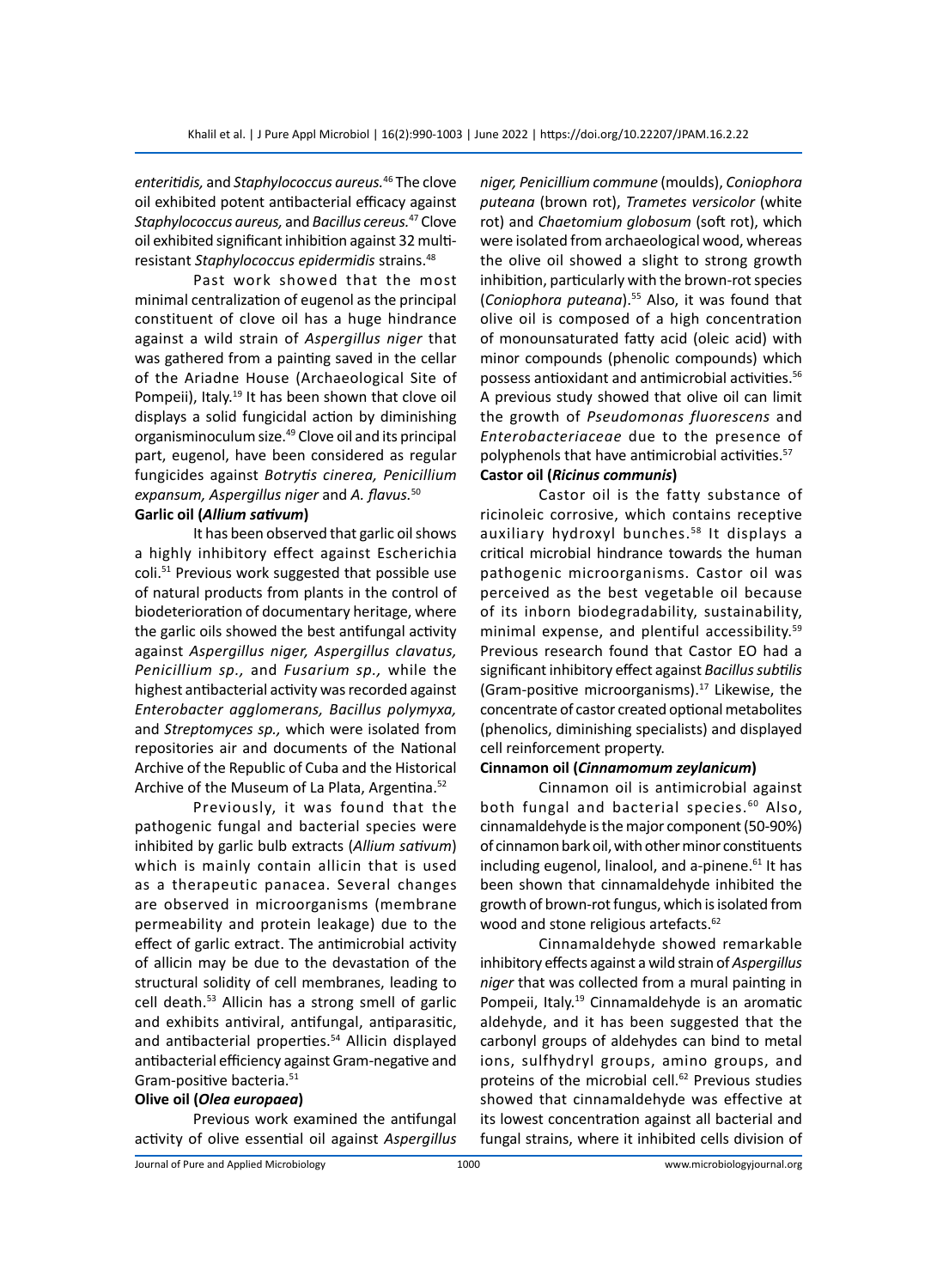*enteritidis,* and *Staphylococcus aureus.*[46] The clove oil exhibited potent antibacterial efficacy against *Staphylococcus aureus,* and *Bacillus cereus.*[47] Clove oil exhibited significant inhibition against 32 multi-resistant *Staphylococcus epidermidis* strains.[48]

Past work showed that the most minimal centralization of eugenol as the principal constituent of clove oil has a huge hindrance against a wild strain of *Aspergillus niger* that was gathered from a painting saved in the cellar of the Ariadne House (Archaeological Site of Pompeii), Italy.[19] It has been shown that clove oil displays a solid fungicidal action by diminishing organisminoculum size.[49] Clove oil and its principal part, eugenol, have been considered as regular fungicides against *Botrytis cinerea, Penicillium expansum, Aspergillus niger* and *A. flavus.*[50]

**Garlic oil (*Allium sativum*)**

It has been observed that garlic oil shows a highly inhibitory effect against Escherichia coli.[51] Previous work suggested that possible use of natural products from plants in the control of biodeterioration of documentary heritage, where the garlic oils showed the best antifungal activity against *Aspergillus niger, Aspergillus clavatus, Penicillium sp.,* and *Fusarium sp.,* while the highest antibacterial activity was recorded against *Enterobacter agglomerans, Bacillus polymyxa,* and *Streptomyces sp.,* which were isolated from repositories air and documents of the National Archive of the Republic of Cuba and the Historical Archive of the Museum of La Plata, Argentina.[52]

Previously, it was found that the pathogenic fungal and bacterial species were inhibited by garlic bulb extracts (*Allium sativum*) which is mainly contain allicin that is used as a therapeutic panacea. Several changes are observed in microorganisms (membrane permeability and protein leakage) due to the effect of garlic extract. The antimicrobial activity of allicin may be due to the devastation of the structural solidity of cell membranes, leading to cell death.[53] Allicin has a strong smell of garlic and exhibits antiviral, antifungal, antiparasitic, and antibacterial properties.[54] Allicin displayed antibacterial efficiency against Gram-negative and Gram-positive bacteria.[51]

**Olive oil (*Olea europaea*)**

Previous work examined the antifungal activity of olive essential oil against *Aspergillus niger, Penicillium commune* (moulds), *Coniophora puteana* (brown rot), *Trametes versicolor* (white rot) and *Chaetomium globosum* (soft rot), which were isolated from archaeological wood, whereas the olive oil showed a slight to strong growth inhibition, particularly with the brown-rot species (*Coniophora puteana*).[55] Also, it was found that olive oil is composed of a high concentration of monounsaturated fatty acid (oleic acid) with minor compounds (phenolic compounds) which possess antioxidant and antimicrobial activities.[56] A previous study showed that olive oil can limit the growth of *Pseudomonas fluorescens* and *Enterobacteriaceae* due to the presence of polyphenols that have antimicrobial activities.[57]

**Castor oil (*Ricinus communis*)**

Castor oil is the fatty substance of ricinoleic corrosive, which contains receptive auxiliary hydroxyl bunches.[58] It displays a critical microbial hindrance towards the human pathogenic microorganisms. Castor oil was perceived as the best vegetable oil because of its inborn biodegradability, sustainability, minimal expense, and plentiful accessibility.[59] Previous research found that Castor EO had a significant inhibitory effect against *Bacillus subtilis* (Gram-positive microorganisms).[17] Likewise, the concentrate of castor created optional metabolites (phenolics, diminishing specialists) and displayed cell reinforcement property.

**Cinnamon oil (*Cinnamomum zeylanicum*)**

Cinnamon oil is antimicrobial against both fungal and bacterial species.[60] Also, cinnamaldehyde is the major component (50-90%) of cinnamon bark oil, with other minor constituents including eugenol, linalool, and a-pinene.[61] It has been shown that cinnamaldehyde inhibited the growth of brown-rot fungus, which is isolated from wood and stone religious artefacts.[62]

Cinnamaldehyde showed remarkable inhibitory effects against a wild strain of *Aspergillus niger* that was collected from a mural painting in Pompeii, Italy.[19] Cinnamaldehyde is an aromatic aldehyde, and it has been suggested that the carbonyl groups of aldehydes can bind to metal ions, sulfhydryl groups, amino groups, and proteins of the microbial cell.[62] Previous studies showed that cinnamaldehyde was effective at its lowest concentration against all bacterial and fungal strains, where it inhibited cells division of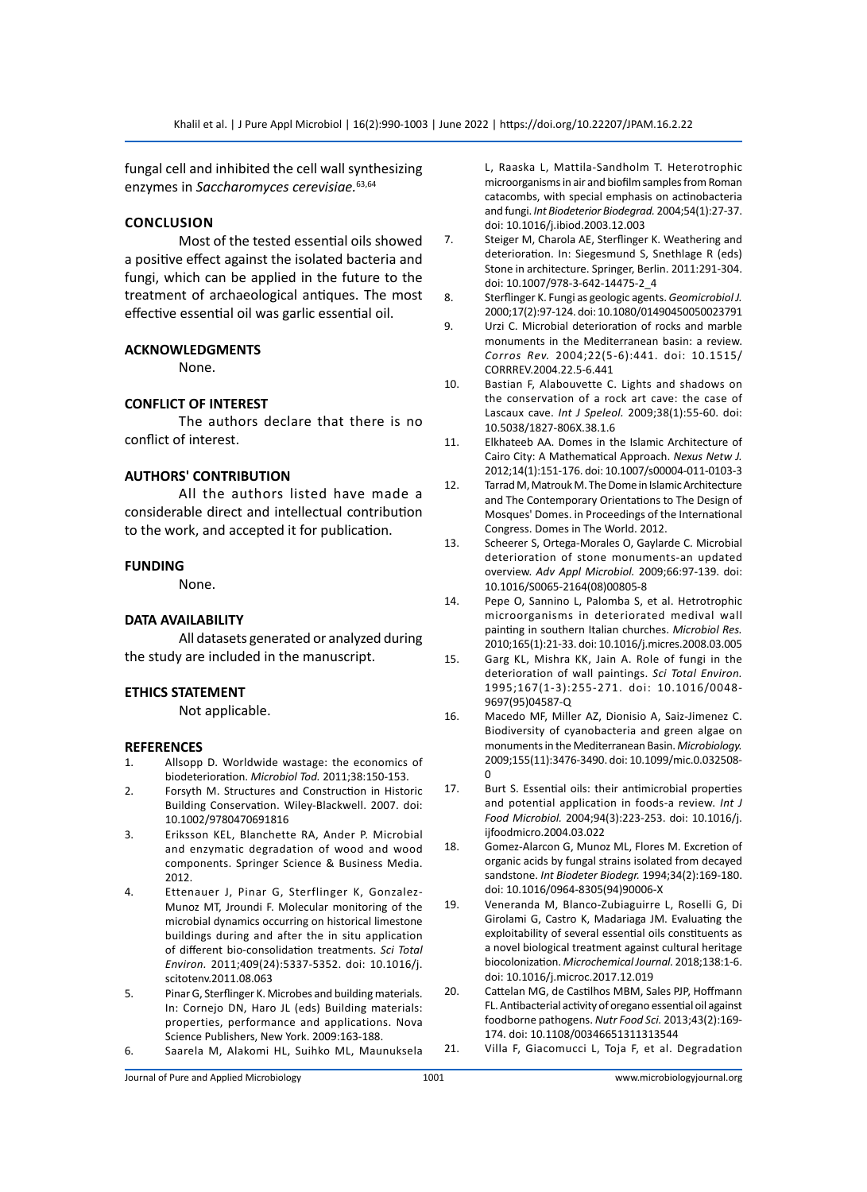fungal cell and inhibited the cell wall synthesizing enzymes in *Saccharomyces cerevisiae*.[63,64]

## CONCLUSION

Most of the tested essential oils showed a positive effect against the isolated bacteria and fungi, which can be applied in the future to the treatment of archaeological antiques. The most effective essential oil was garlic essential oil.

## ACKNOWLEDGMENTS

None.

## CONFLICT OF INTEREST

The authors declare that there is no conflict of interest.

## AUTHORS' CONTRIBUTION

All the authors listed have made a considerable direct and intellectual contribution to the work, and accepted it for publication.

## FUNDING

None.

## DATA AVAILABILITY

All datasets generated or analyzed during the study are included in the manuscript.

## ETHICS STATEMENT

Not applicable.

## REFERENCES

1. Allsopp D. Worldwide wastage: the economics of biodeterioration. *Microbiol Tod.* 2011;38:150-153.
2. Forsyth M. Structures and Construction in Historic Building Conservation. Wiley-Blackwell. 2007. doi: 10.1002/9780470691816
3. Eriksson KEL, Blanchette RA, Ander P. Microbial and enzymatic degradation of wood and wood components. Springer Science & Business Media. 2012.
4. Ettenauer J, Pinar G, Sterflinger K, Gonzalez-Munoz MT, Jroundi F. Molecular monitoring of the microbial dynamics occurring on historical limestone buildings during and after the in situ application of different bio-consolidation treatments. *Sci Total Environ.* 2011;409(24):5337-5352. doi: 10.1016/j.scitotenv.2011.08.063
5. Pinar G, Sterflinger K. Microbes and building materials. In: Cornejo DN, Haro JL (eds) Building materials: properties, performance and applications. Nova Science Publishers, New York. 2009:163-188.
6. Saarela M, Alakomi HL, Suihko ML, Maunuksela L, Raaska L, Mattila-Sandholm T. Heterotrophic microorganisms in air and biofilm samples from Roman catacombs, with special emphasis on actinobacteria and fungi. *Int Biodeterior Biodegrad.* 2004;54(1):27-37. doi: 10.1016/j.ibiod.2003.12.003
7. Steiger M, Charola AE, Sterflinger K. Weathering and deterioration. In: Siegesmund S, Snethlage R (eds) Stone in architecture. Springer, Berlin. 2011:291-304. doi: 10.1007/978-3-642-14475-2_4
8. Sterflinger K. Fungi as geologic agents. *Geomicrobiol J.* 2000;17(2):97-124. doi: 10.1080/01490450050023791
9. Urzi C. Microbial deterioration of rocks and marble monuments in the Mediterranean basin: a review. *Corros Rev.* 2004;22(5-6):441. doi: 10.1515/CORRREV.2004.22.5-6.441
10. Bastian F, Alabouvette C. Lights and shadows on the conservation of a rock art cave: the case of Lascaux cave. *Int J Speleol.* 2009;38(1):55-60. doi: 10.5038/1827-806X.38.1.6
11. Elkhateeb AA. Domes in the Islamic Architecture of Cairo City: A Mathematical Approach. *Nexus Netw J.* 2012;14(1):151-176. doi: 10.1007/s00004-011-0103-3
12. Tarrad M, Matrouk M. The Dome in Islamic Architecture and The Contemporary Orientations to The Design of Mosques' Domes. in Proceedings of the International Congress. Domes in The World. 2012.
13. Scheerer S, Ortega-Morales O, Gaylarde C. Microbial deterioration of stone monuments-an updated overview. *Adv Appl Microbiol.* 2009;66:97-139. doi: 10.1016/S0065-2164(08)00805-8
14. Pepe O, Sannino L, Palomba S, et al. Hetrotrophic microorganisms in deteriorated medival wall painting in southern Italian churches. *Microbiol Res.* 2010;165(1):21-33. doi: 10.1016/j.micres.2008.03.005
15. Garg KL, Mishra KK, Jain A. Role of fungi in the deterioration of wall paintings. *Sci Total Environ.* 1995;167(1-3):255-271. doi: 10.1016/0048-9697(95)04587-Q
16. Macedo MF, Miller AZ, Dionisio A, Saiz-Jimenez C. Biodiversity of cyanobacteria and green algae on monuments in the Mediterranean Basin. *Microbiology.* 2009;155(11):3476-3490. doi: 10.1099/mic.0.032508-0
17. Burt S. Essential oils: their antimicrobial properties and potential application in foods-a review. *Int J Food Microbiol.* 2004;94(3):223-253. doi: 10.1016/j.ijfoodmicro.2004.03.022
18. Gomez-Alarcon G, Munoz ML, Flores M. Excretion of organic acids by fungal strains isolated from decayed sandstone. *Int Biodeter Biodegr.* 1994;34(2):169-180. doi: 10.1016/0964-8305(94)90006-X
19. Veneranda M, Blanco-Zubiaguirre L, Roselli G, Di Girolami G, Castro K, Madariaga JM. Evaluating the exploitability of several essential oils constituents as a novel biological treatment against cultural heritage biocolonization. *Microchemical Journal.* 2018;138:1-6. doi: 10.1016/j.microc.2017.12.019
20. Cattelan MG, de Castilhos MBM, Sales PJP, Hoffmann FL. Antibacterial activity of oregano essential oil against foodborne pathogens. *Nutr Food Sci.* 2013;43(2):169-174. doi: 10.1108/00346651311313544
21. Villa F, Giacomucci L, Toja F, et al. Degradation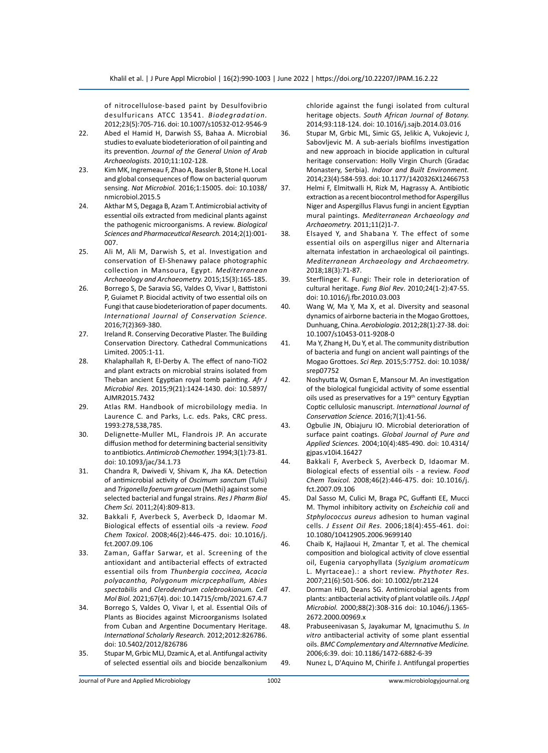of nitrocellulose-based paint by Desulfovibrio desulfuricans ATCC 13541. *Biodegradation.* 2012;23(5):705-716. doi: 10.1007/s10532-012-9546-9

22. Abed el Hamid H, Darwish SS, Bahaa A. Microbial studies to evaluate biodeterioration of oil painting and its prevention. *Journal of the General Union of Arab Archaeologists.* 2010;11:102-128.
23. Kim MK, Ingremeau F, Zhao A, Bassler B, Stone H. Local and global consequences of flow on bacterial quorum sensing. *Nat Microbiol.* 2016;1:15005. doi: 10.1038/nmicrobiol.2015.5
24. Akthar M S, Degaga B, Azam T. Antimicrobial activity of essential oils extracted from medicinal plants against the pathogenic microorganisms. A review. *Biological Sciences and Pharmaceutical Research.* 2014;2(1):001-007.
25. Ali M, Ali M, Darwish S, et al. Investigation and conservation of El-Shenawy palace photographic collection in Mansoura, Egypt. *Mediterranean Archaeology and Archaeometry.* 2015;15(3):165-185.
26. Borrego S, De Saravia SG, Valdes O, Vivar I, Battistoni P, Guiamet P. Biocidal activity of two essential oils on Fungi that cause biodeterioration of paper documents. *International Journal of Conservation Science.* 2016;7(2)369-380.
27. Ireland R. Conserving Decorative Plaster. The Building Conservation Directory. Cathedral Communications Limited. 2005:1-11.
28. Khalaphallah R, El-Derby A. The effect of nano-TiO2 and plant extracts on microbial strains isolated from Theban ancient Egyptian royal tomb painting. *Afr J Microbiol Res.* 2015;9(21):1424-1430. doi: 10.5897/AJMR2015.7432
29. Atlas RM. Handbook of microbilology media. In Laurence C. and Parks, L.c. eds. Paks, CRC press. 1993:278,538,785.
30. Delignette-Muller ML, Flandrois JP. An accurate diffusion method for determining bacterial sensitivity to antibiotics. *Antimicrob Chemother.* 1994;3(1):73-81. doi: 10.1093/jac/34.1.73
31. Chandra R, Dwivedi V, Shivam K, Jha KA. Detection of antimicrobial activity of *Oscimum sanctum* (Tulsi) and *Trigonella foenum graecum* (Methi) against some selected bacterial and fungal strains. *Res J Pharm Biol Chem Sci.* 2011;2(4):809-813.
32. Bakkali F, Averbeck S, Averbeck D, Idaomar M. Biological effects of essential oils -a review. *Food Chem Toxicol.* 2008;46(2):446-475. doi: 10.1016/j.fct.2007.09.106
33. Zaman, Gaffar Sarwar, et al. Screening of the antioxidant and antibacterial effects of extracted essential oils from *Thunbergia coccinea, Acacia polyacantha, Polygonum micrpcephallum, Abies spectabilis* and *Clerodendrum colebrookianum. Cell Mol Biol.* 2021;67(4). doi: 10.14715/cmb/2021.67.4.7
34. Borrego S, Valdes O, Vivar I, et al. Essential Oils of Plants as Biocides against Microorganisms Isolated from Cuban and Argentine Documentary Heritage. *International Scholarly Research.* 2012;2012:826786. doi: 10.5402/2012/826786
35. Stupar M, Grbic MLJ, Dzamic A, et al. Antifungal activity of selected essential oils and biocide benzalkonium chloride against the fungi isolated from cultural heritage objects. *South African Journal of Botany.* 2014;93:118-124. doi: 10.1016/j.sajb.2014.03.016
36. Stupar M, Grbic ML, Simic GS, Jelikic A, Vukojevic J, Sabovljevic M. A sub-aerials biofilms investigation and new approach in biocide application in cultural heritage conservation: Holly Virgin Church (Gradac Monastery, Serbia). *Indoor and Built Environment.* 2014;23(4):584-593. doi: 10.1177/1420326X12466753
37. Helmi F, Elmitwalli H, Rizk M, Hagrassy A. Antibiotic extraction as a recent biocontrol method for Aspergillus Niger and Aspergillus Flavus fungi in ancient Egyptian mural paintings. *Mediterranean Archaeology and Archaeometry.* 2011;11(2)1-7.
38. Elsayed Y, and Shabana Y. The effect of some essential oils on aspergillus niger and Alternaria alternata infestation in archaeological oil paintings. *Mediterranean Archaeology and Archaeometry.* 2018;18(3):71-87.
39. Sterflinger K. Fungi: Their role in deterioration of cultural heritage. *Fung Biol Rev.* 2010;24(1-2):47-55. doi: 10.1016/j.fbr.2010.03.003
40. Wang W, Ma Y, Ma X, et al. Diversity and seasonal dynamics of airborne bacteria in the Mogao Grottoes, Dunhuang, China. *Aerobiologia.* 2012;28(1):27-38. doi: 10.1007/s10453-011-9208-0
41. Ma Y, Zhang H, Du Y, et al. The community distribution of bacteria and fungi on ancient wall paintings of the Mogao Grottoes. *Sci Rep.* 2015;5:7752. doi: 10.1038/srep07752
42. Noshyutta W, Osman E, Mansour M. An investigation of the biological fungicidal activity of some essential oils used as preservatives for a 19th century Egyptian Coptic cellulosic manuscript. *International Journal of Conservation Science.* 2016;7(1):41-56.
43. Ogbulie JN, Obiajuru IO. Microbial deterioration of surface paint coatings. *Global Journal of Pure and Applied Sciences.* 2004;10(4):485-490. doi: 10.4314/gjpas.v10i4.16427
44. Bakkali F, Averbeck S, Averbeck D, Idaomar M. Biological efects of essential oils - a review. *Food Chem Toxicol.* 2008;46(2):446-475. doi: 10.1016/j.fct.2007.09.106
45. Dal Sasso M, Culici M, Braga PC, Guffanti EE, Mucci M. Thymol inhibitory activity on *Escheichia coli* and *Stphylococcus aureus* adhesion to human vaginal cells. *J Essent Oil Res.* 2006;18(4):455-461. doi: 10.1080/10412905.2006.9699140
46. Chaib K, Hajlaoui H, Zmantar T, et al. The chemical composition and biological activity of clove essential oil, Eugenia caryophyllata (*Syzigium aromaticum* L. Myrtaceae).: a short review. *Phythoter Res.* 2007;21(6):501-506. doi: 10.1002/ptr.2124
47. Dorman HJD, Deans SG. Antimicrobial agents from plants: antibacterial activity of plant volatile oils. *J Appl Microbiol.* 2000;88(2):308-316 doi: 10.1046/j.1365-2672.2000.00969.x
48. Prabuseenivasan S, Jayakumar M, Ignacimuthu S. *In vitro* antibacterial activity of some plant essential oils. *BMC Complementary and Alternnative Medicine.* 2006;6:39. doi: 10.1186/1472-6882-6-39
49. Nunez L, D'Aquino M, Chirife J. Antifungal properties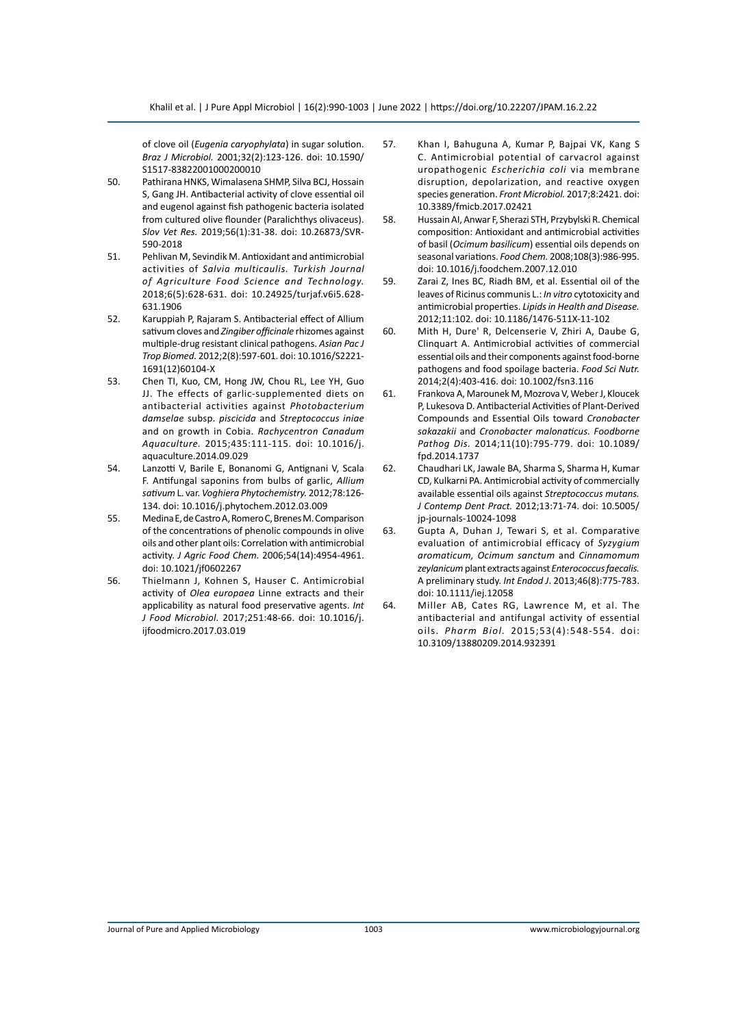of clove oil (*Eugenia caryophylata*) in sugar solution. *Braz J Microbiol.* 2001;32(2):123-126. doi: 10.1590/S1517-83822001000200010

50. Pathirana HNKS, Wimalasena SHMP, Silva BCJ, Hossain S, Gang JH. Antibacterial activity of clove essential oil and eugenol against fish pathogenic bacteria isolated from cultured olive flounder (Paralichthys olivaceus). *Slov Vet Res.* 2019;56(1):31-38. doi: 10.26873/SVR-590-2018
51. Pehlivan M, Sevindik M. Antioxidant and antimicrobial activities of *Salvia multicaulis*. *Turkish Journal of Agriculture Food Science and Technology.* 2018;6(5):628-631. doi: 10.24925/turjaf.v6i5.628-631.1906
52. Karuppiah P, Rajaram S. Antibacterial effect of Allium sativum cloves and *Zingiber officinale* rhizomes against multiple-drug resistant clinical pathogens. *Asian Pac J Trop Biomed.* 2012;2(8):597-601. doi: 10.1016/S2221-1691(12)60104-X
53. Chen TI, Kuo, CM, Hong JW, Chou RL, Lee YH, Guo JJ. The effects of garlic-supplemented diets on antibacterial activities against *Photobacterium damselae* subsp. *piscicida* and *Streptococcus iniae* and on growth in Cobia. *Rachycentron Canadum Aquaculture.* 2015;435:111-115. doi: 10.1016/j.aquaculture.2014.09.029
54. Lanzotti V, Barile E, Bonanomi G, Antignani V, Scala F. Antifungal saponins from bulbs of garlic, *Allium sativum* L. var. *Voghiera Phytochemistry.* 2012;78:126-134. doi: 10.1016/j.phytochem.2012.03.009
55. Medina E, de Castro A, Romero C, Brenes M. Comparison of the concentrations of phenolic compounds in olive oils and other plant oils: Correlation with antimicrobial activity. *J Agric Food Chem.* 2006;54(14):4954-4961. doi: 10.1021/jf0602267
56. Thielmann J, Kohnen S, Hauser C. Antimicrobial activity of *Olea europaea* Linne extracts and their applicability as natural food preservative agents. *Int J Food Microbiol.* 2017;251:48-66. doi: 10.1016/j.ijfoodmicro.2017.03.019
57. Khan I, Bahuguna A, Kumar P, Bajpai VK, Kang S C. Antimicrobial potential of carvacrol against uropathogenic *Escherichia coli* via membrane disruption, depolarization, and reactive oxygen species generation. *Front Microbiol.* 2017;8:2421. doi: 10.3389/fmicb.2017.02421
58. Hussain AI, Anwar F, Sherazi STH, Przybylski R. Chemical composition: Antioxidant and antimicrobial activities of basil (*Ocimum basilicum*) essential oils depends on seasonal variations. *Food Chem.* 2008;108(3):986-995. doi: 10.1016/j.foodchem.2007.12.010
59. Zarai Z, Ines BC, Riadh BM, et al. Essential oil of the leaves of Ricinus communis L.: *In vitro* cytotoxicity and antimicrobial properties. *Lipids in Health and Disease.* 2012;11:102. doi: 10.1186/1476-511X-11-102
60. Mith H, Dure' R, Delcenserie V, Zhiri A, Daube G, Clinquart A. Antimicrobial activities of commercial essential oils and their components against food-borne pathogens and food spoilage bacteria. *Food Sci Nutr.* 2014;2(4):403-416. doi: 10.1002/fsn3.116
61. Frankova A, Marounek M, Mozrova V, Weber J, Kloucek P, Lukesova D. Antibacterial Activities of Plant-Derived Compounds and Essential Oils toward *Cronobacter sakazakii* and *Cronobacter malonaticus*. *Foodborne Pathog Dis.* 2014;11(10):795-779. doi: 10.1089/fpd.2014.1737
62. Chaudhari LK, Jawale BA, Sharma S, Sharma H, Kumar CD, Kulkarni PA. Antimicrobial activity of commercially available essential oils against *Streptococcus mutans*. *J Contemp Dent Pract.* 2012;13:71-74. doi: 10.5005/jp-journals-10024-1098
63. Gupta A, Duhan J, Tewari S, et al. Comparative evaluation of antimicrobial efficacy of *Syzygium aromaticum, Ocimum sanctum* and *Cinnamomum zeylanicum* plant extracts against *Enterococcus faecalis*. A preliminary study. *Int Endod J*. 2013;46(8):775-783. doi: 10.1111/iej.12058
64. Miller AB, Cates RG, Lawrence M, et al. The antibacterial and antifungal activity of essential oils. *Pharm Biol.* 2015;53(4):548-554. doi: 10.3109/13880209.2014.932391